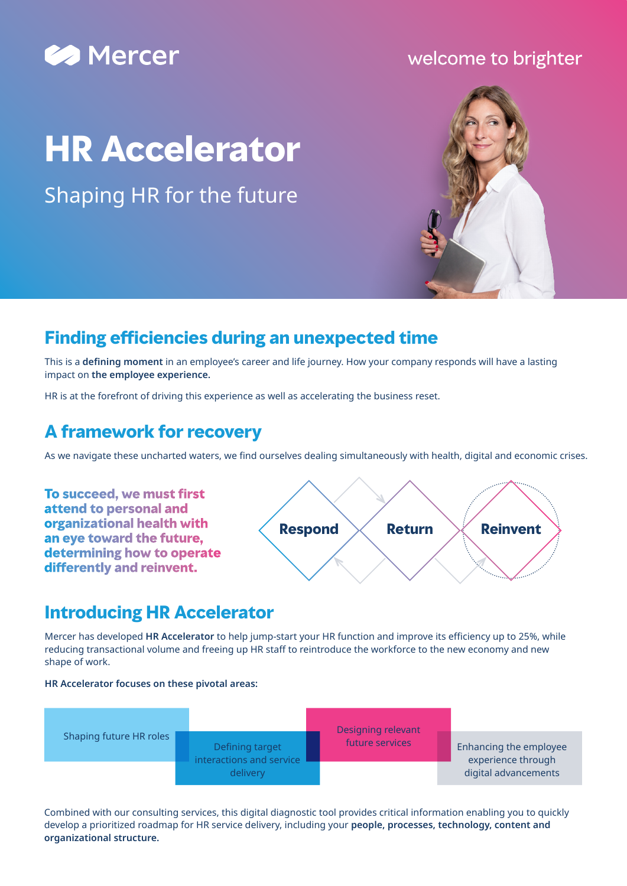Mercer

welcome to brighter

# HR Accelerator

Shaping HR for the future

## Finding efficiencies during an unexpected time

This is a **defining moment** in an employee's career and life journey. How your company responds will have a lasting impact on **the employee experience.**

HR is at the forefront of driving this experience as well as accelerating the business reset.

## A framework for recovery

As we navigate these uncharted waters, we find ourselves dealing simultaneously with health, digital and economic crises.

**To succeed, we must first attend to personal and organizational health with an eye toward the future, determining how to operate differently and reinvent.**

Respond → Return → Reinvent

## Introducing HR Accelerator

Mercer has developed **HR Accelerator** to help jump-start your HR function and improve its efficiency up to 25%, while reducing transactional volume and freeing up HR staff to reintroduce the workforce to the new economy and new shape of work.

**HR Accelerator focuses on these pivotal areas:**

- Shaping future HR roles
- Defining target interactions and service delivery
- Designing relevant future services
- Enhancing the employee experience through digital advancements

Combined with our consulting services, this digital diagnostic tool provides critical information enabling you to quickly develop a prioritized roadmap for HR service delivery, including your **people, processes, technology, content and organizational structure.**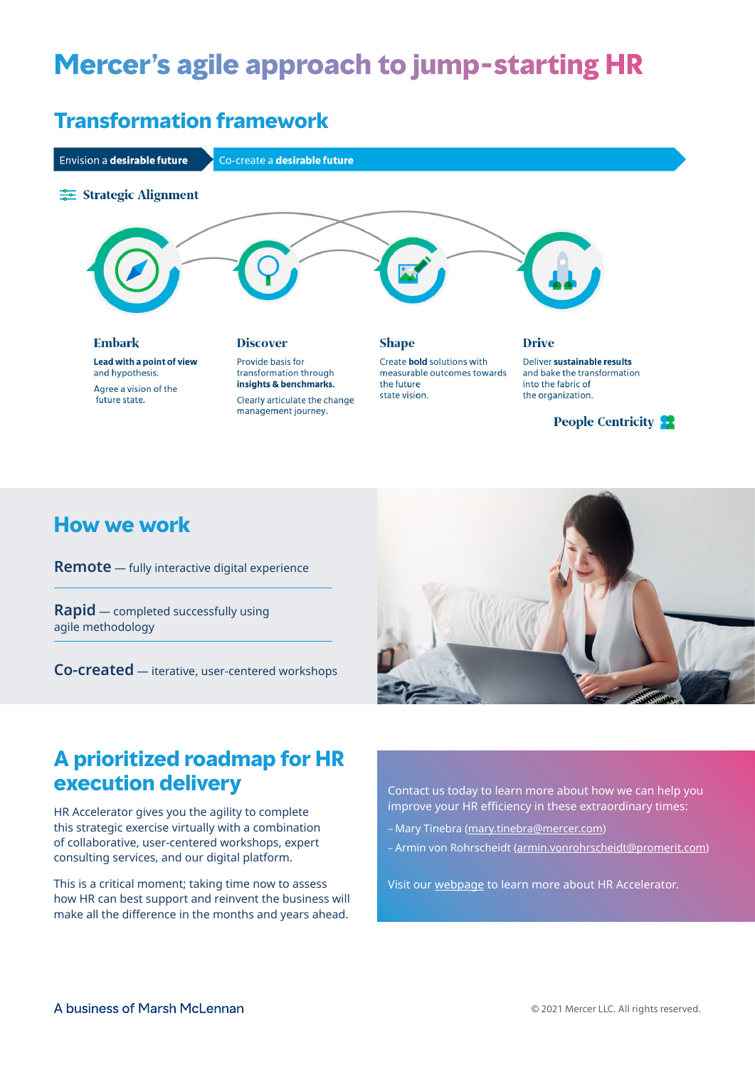# Mercer's agile approach to jump-starting HR

## Transformation framework

Envision a **desirable future** | Co-create a **desirable future**

Strategic Alignment

### Embark

**Lead with a point of view** and hypothesis.

Agree a vision of the future state.

### Discover

Provide basis for transformation through **insights & benchmarks.**

Clearly articulate the change management journey.

### Shape

Create **bold** solutions with measurable outcomes towards the future state vision.

### Drive

Deliver **sustainable results** and bake the transformation into the fabric of the organization.

People Centricity

## How we work

**Remote** — fully interactive digital experience

**Rapid** — completed successfully using agile methodology

**Co-created** — iterative, user-centered workshops

## A prioritized roadmap for HR execution delivery

HR Accelerator gives you the agility to complete this strategic exercise virtually with a combination of collaborative, user-centered workshops, expert consulting services, and our digital platform.

This is a critical moment; taking time now to assess how HR can best support and reinvent the business will make all the difference in the months and years ahead.

Contact us today to learn more about how we can help you improve your HR efficiency in these extraordinary times:

- Mary Tinebra (mary.tinebra@mercer.com)
- Armin von Rohrscheidt (armin.vonrohrscheidt@promerit.com)

Visit our webpage to learn more about HR Accelerator.

A business of Marsh McLennan

© 2021 Mercer LLC. All rights reserved.